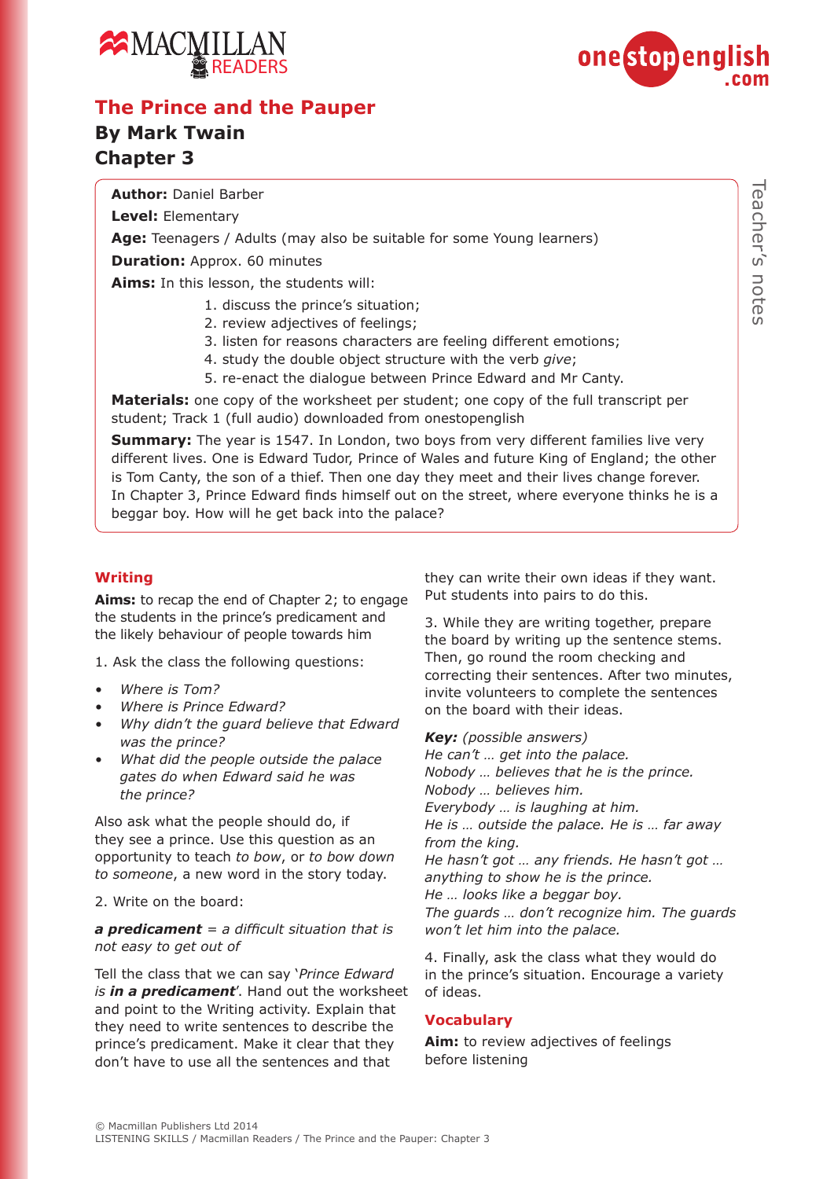# The Prince and the Pauper

## By Mark Twain

## Chapter 3

**Author:** Daniel Barber

**Level:** Elementary

**Age:** Teenagers / Adults (may also be suitable for some Young learners)

**Duration:** Approx. 60 minutes

**Aims:** In this lesson, the students will:

1. discuss the prince's situation;
2. review adjectives of feelings;
3. listen for reasons characters are feeling different emotions;
4. study the double object structure with the verb *give*;
5. re-enact the dialogue between Prince Edward and Mr Canty.

**Materials:** one copy of the worksheet per student; one copy of the full transcript per student; Track 1 (full audio) downloaded from onestopenglish

**Summary:** The year is 1547. In London, two boys from very different families live very different lives. One is Edward Tudor, Prince of Wales and future King of England; the other is Tom Canty, the son of a thief. Then one day they meet and their lives change forever. In Chapter 3, Prince Edward finds himself out on the street, where everyone thinks he is a beggar boy. How will he get back into the palace?

### Writing

**Aims:** to recap the end of Chapter 2; to engage the students in the prince's predicament and the likely behaviour of people towards him

1. Ask the class the following questions:

- *Where is Tom?*
- *Where is Prince Edward?*
- *Why didn't the guard believe that Edward was the prince?*
- *What did the people outside the palace gates do when Edward said he was the prince?*

Also ask what the people should do, if they see a prince. Use this question as an opportunity to teach *to bow*, or *to bow down to someone*, a new word in the story today.

2. Write on the board:

***a predicament*** = *a difficult situation that is not easy to get out of*

Tell the class that we can say '*Prince Edward is **in a predicament***'. Hand out the worksheet and point to the Writing activity. Explain that they need to write sentences to describe the prince's predicament. Make it clear that they don't have to use all the sentences and that they can write their own ideas if they want. Put students into pairs to do this.

3. While they are writing together, prepare the board by writing up the sentence stems. Then, go round the room checking and correcting their sentences. After two minutes, invite volunteers to complete the sentences on the board with their ideas.

***Key:*** *(possible answers)*
*He can't … get into the palace.*
*Nobody … believes that he is the prince.*
*Nobody … believes him.*
*Everybody … is laughing at him.*
*He is … outside the palace. He is … far away from the king.*
*He hasn't got … any friends. He hasn't got … anything to show he is the prince.*
*He … looks like a beggar boy.*
*The guards … don't recognize him. The guards won't let him into the palace.*

4. Finally, ask the class what they would do in the prince's situation. Encourage a variety of ideas.

### Vocabulary

**Aim:** to review adjectives of feelings before listening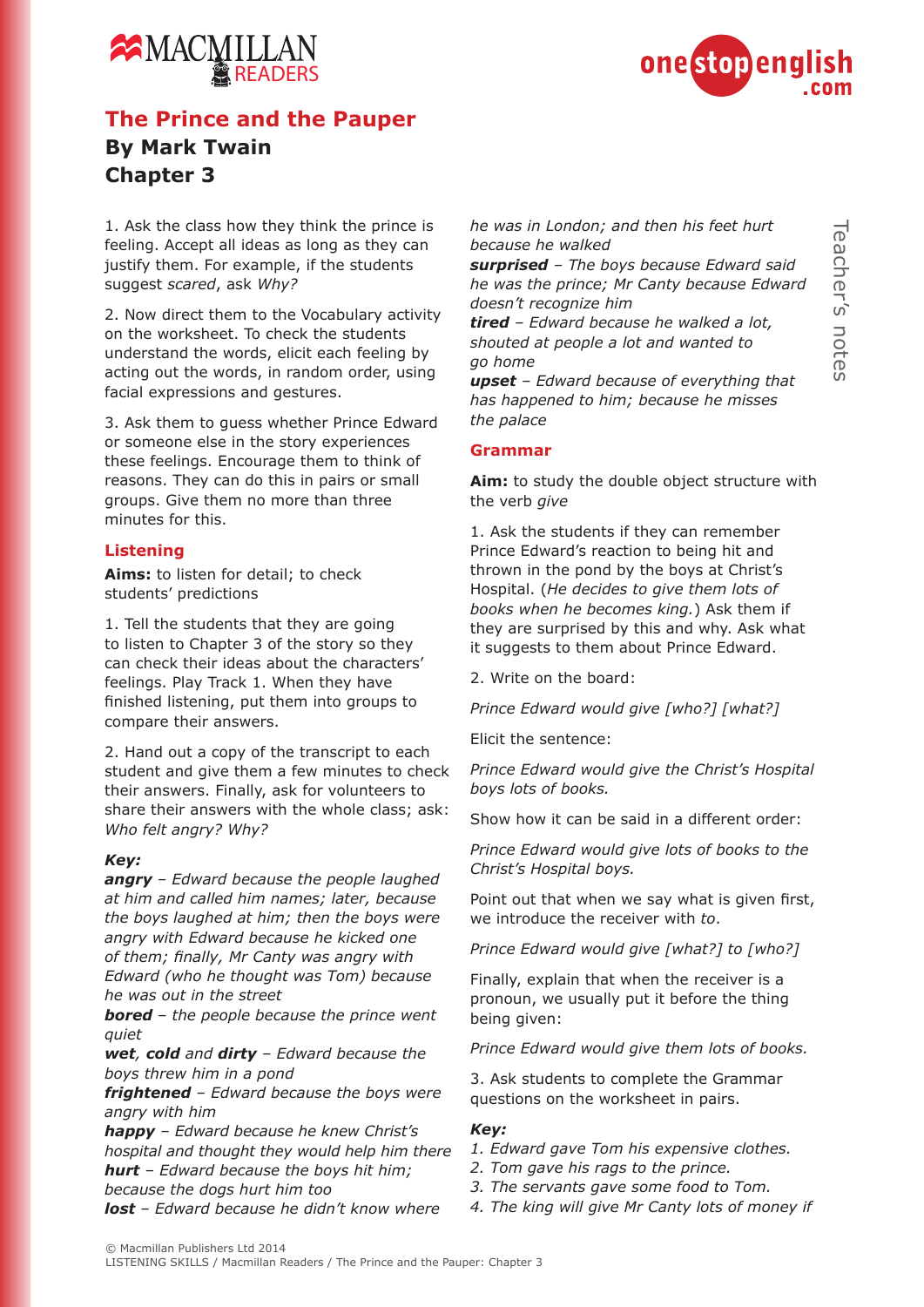# The Prince and the Pauper
## By Mark Twain
## Chapter 3

1. Ask the class how they think the prince is feeling. Accept all ideas as long as they can justify them. For example, if the students suggest *scared*, ask *Why?*

2. Now direct them to the Vocabulary activity on the worksheet. To check the students understand the words, elicit each feeling by acting out the words, in random order, using facial expressions and gestures.

3. Ask them to guess whether Prince Edward or someone else in the story experiences these feelings. Encourage them to think of reasons. They can do this in pairs or small groups. Give them no more than three minutes for this.

### Listening

**Aims:** to listen for detail; to check students' predictions

1. Tell the students that they are going to listen to Chapter 3 of the story so they can check their ideas about the characters' feelings. Play Track 1. When they have finished listening, put them into groups to compare their answers.

2. Hand out a copy of the transcript to each student and give them a few minutes to check their answers. Finally, ask for volunteers to share their answers with the whole class; ask: *Who felt angry? Why?*

***Key:***

***angry*** *– Edward because the people laughed at him and called him names; later, because the boys laughed at him; then the boys were angry with Edward because he kicked one of them; finally, Mr Canty was angry with Edward (who he thought was Tom) because he was out in the street*
***bored*** *– the people because the prince went quiet*
***wet**, **cold** and **dirty** – Edward because the boys threw him in a pond*
***frightened*** *– Edward because the boys were angry with him*
***happy*** *– Edward because he knew Christ's hospital and thought they would help him there*
***hurt*** *– Edward because the boys hit him; because the dogs hurt him too*
***lost*** *– Edward because he didn't know where he was in London; and then his feet hurt because he walked*
***surprised*** *– The boys because Edward said he was the prince; Mr Canty because Edward doesn't recognize him*
***tired*** *– Edward because he walked a lot, shouted at people a lot and wanted to go home*
***upset*** *– Edward because of everything that has happened to him; because he misses the palace*

### Grammar

**Aim:** to study the double object structure with the verb *give*

1. Ask the students if they can remember Prince Edward's reaction to being hit and thrown in the pond by the boys at Christ's Hospital. (*He decides to give them lots of books when he becomes king.*) Ask them if they are surprised by this and why. Ask what it suggests to them about Prince Edward.

2. Write on the board:

*Prince Edward would give [who?] [what?]*

Elicit the sentence:

*Prince Edward would give the Christ's Hospital boys lots of books.*

Show how it can be said in a different order:

*Prince Edward would give lots of books to the Christ's Hospital boys.*

Point out that when we say what is given first, we introduce the receiver with *to*.

*Prince Edward would give [what?] to [who?]*

Finally, explain that when the receiver is a pronoun, we usually put it before the thing being given:

*Prince Edward would give them lots of books.*

3. Ask students to complete the Grammar questions on the worksheet in pairs.

***Key:***

1. *Edward gave Tom his expensive clothes.*
2. *Tom gave his rags to the prince.*
3. *The servants gave some food to Tom.*
4. *The king will give Mr Canty lots of money if*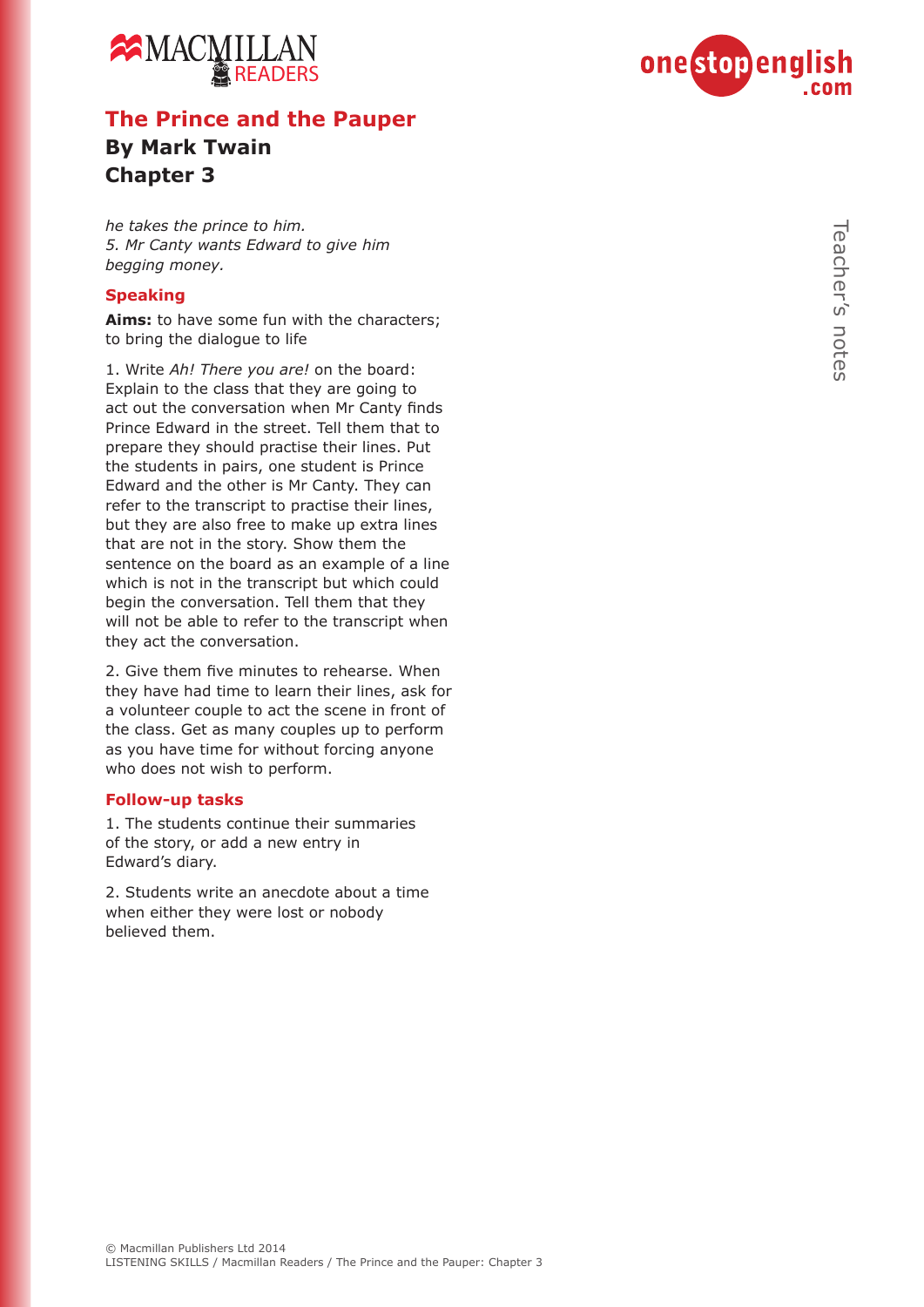# The Prince and the Pauper

## By Mark Twain

## Chapter 3

*he takes the prince to him.*
*5. Mr Canty wants Edward to give him begging money.*

### Speaking

**Aims:** to have some fun with the characters; to bring the dialogue to life

1. Write *Ah! There you are!* on the board: Explain to the class that they are going to act out the conversation when Mr Canty finds Prince Edward in the street. Tell them that to prepare they should practise their lines. Put the students in pairs, one student is Prince Edward and the other is Mr Canty. They can refer to the transcript to practise their lines, but they are also free to make up extra lines that are not in the story. Show them the sentence on the board as an example of a line which is not in the transcript but which could begin the conversation. Tell them that they will not be able to refer to the transcript when they act the conversation.

2. Give them five minutes to rehearse. When they have had time to learn their lines, ask for a volunteer couple to act the scene in front of the class. Get as many couples up to perform as you have time for without forcing anyone who does not wish to perform.

### Follow-up tasks

1. The students continue their summaries of the story, or add a new entry in Edward's diary.

2. Students write an anecdote about a time when either they were lost or nobody believed them.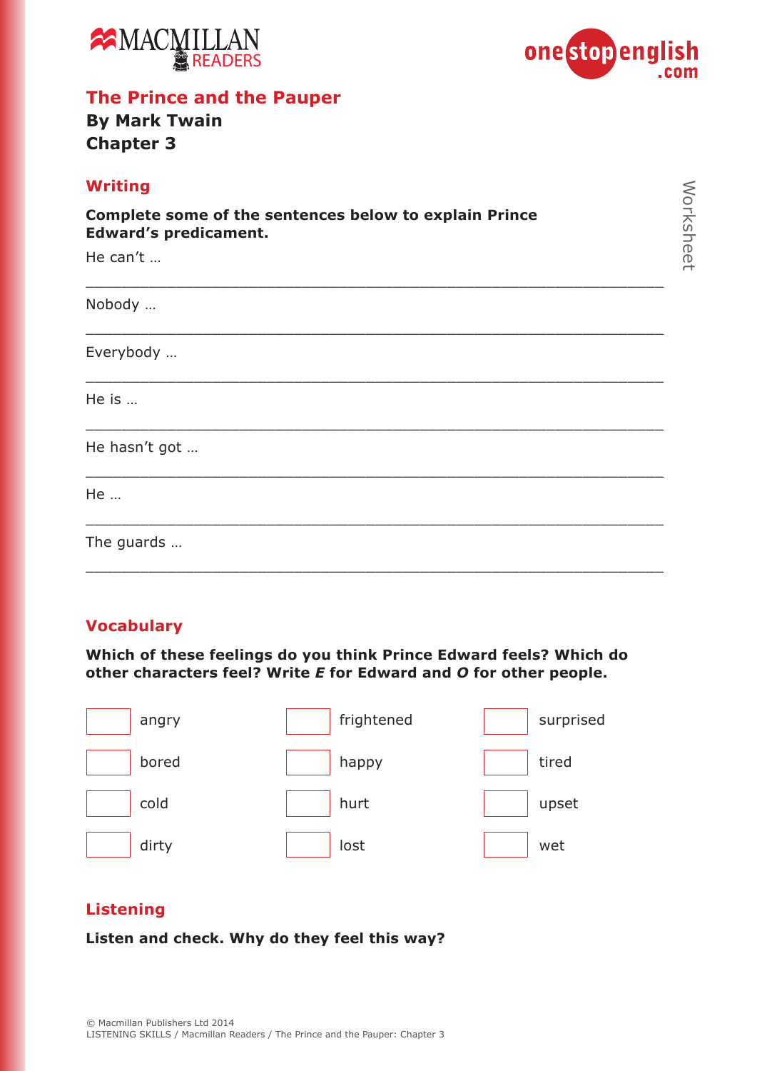# The Prince and the Pauper

**By Mark Twain**

**Chapter 3**

## Writing

**Complete some of the sentences below to explain Prince Edward's predicament.**

He can't …

___________________________________________________________

Nobody …

___________________________________________________________

Everybody …

___________________________________________________________

He is …

___________________________________________________________

He hasn't got …

___________________________________________________________

He …

___________________________________________________________

The guards …

___________________________________________________________

## Vocabulary

**Which of these feelings do you think Prince Edward feels? Which do other characters feel? Write *E* for Edward and *O* for other people.**

| | | | | | |
|---|---|---|---|---|---|
| | angry | | frightened | | surprised |
| | bored | | happy | | tired |
| | cold | | hurt | | upset |
| | dirty | | lost | | wet |

## Listening

**Listen and check. Why do they feel this way?**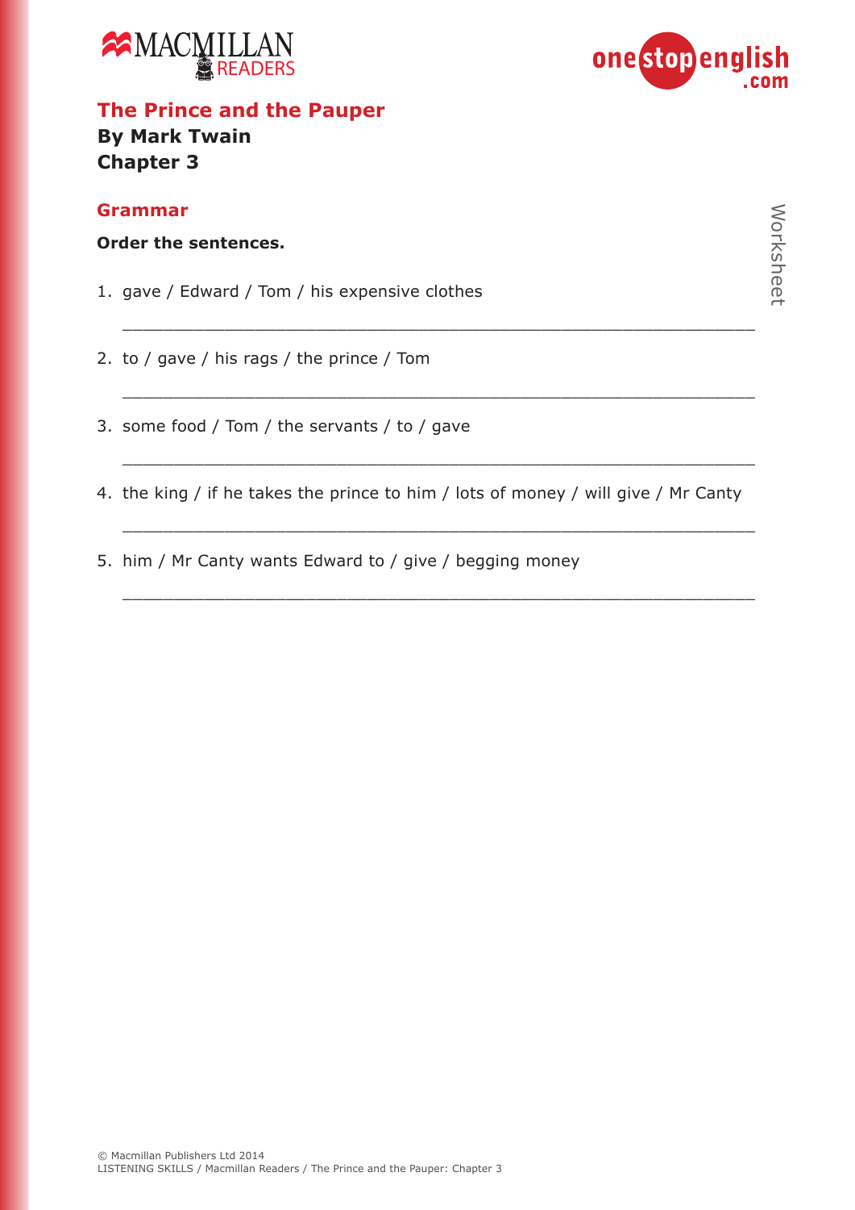## The Prince and the Pauper

**By Mark Twain**

**Chapter 3**

### Grammar

**Order the sentences.**

1. gave / Edward / Tom / his expensive clothes

   ______________________________________________________________

2. to / gave / his rags / the prince / Tom

   ______________________________________________________________

3. some food / Tom / the servants / to / gave

   ______________________________________________________________

4. the king / if he takes the prince to him / lots of money / will give / Mr Canty

   ______________________________________________________________

5. him / Mr Canty wants Edward to / give / begging money

   ______________________________________________________________

© Macmillan Publishers Ltd 2014
LISTENING SKILLS / Macmillan Readers / The Prince and the Pauper: Chapter 3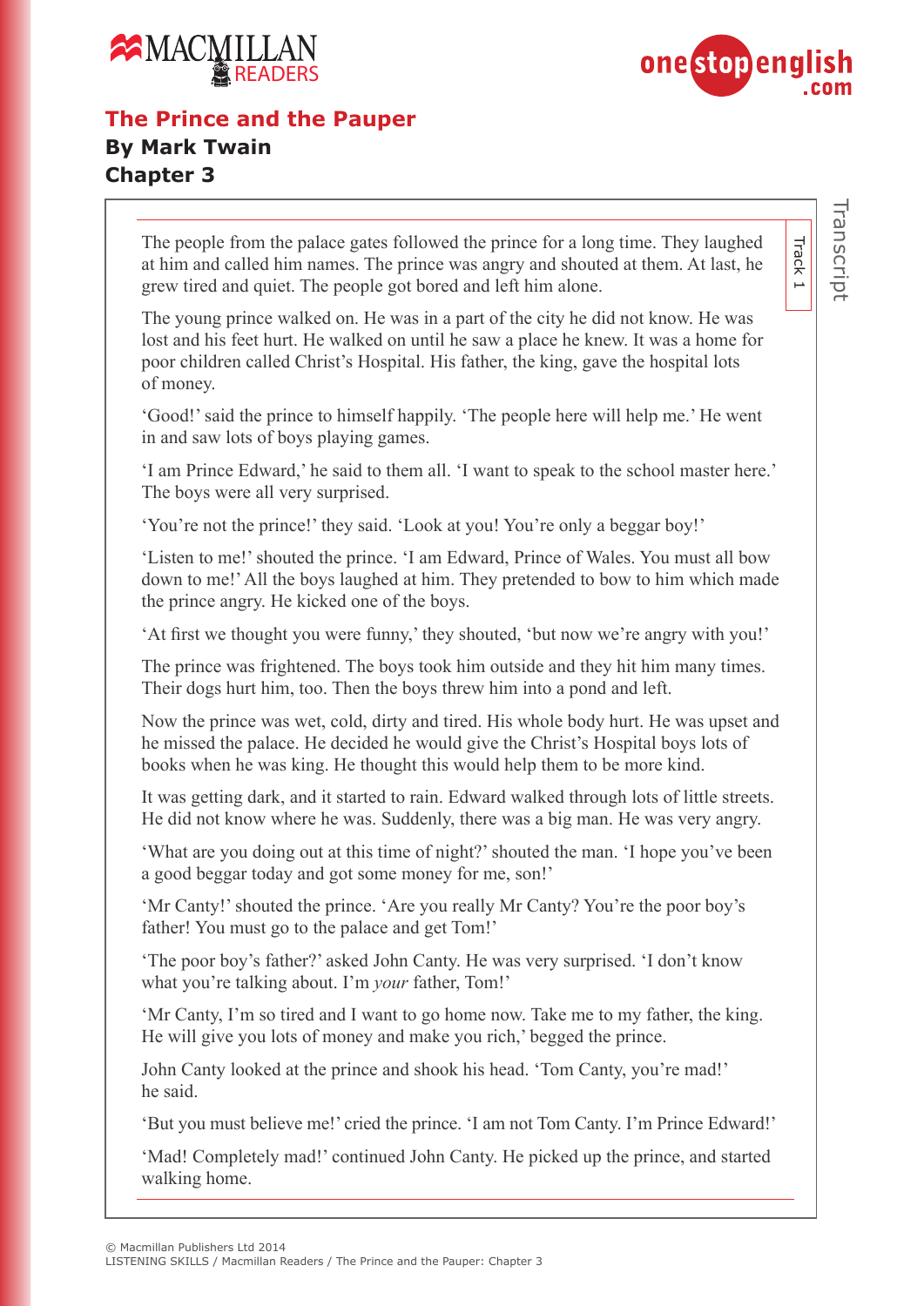# The Prince and the Pauper

**By Mark Twain**

**Chapter 3**

Transcript

Track 1

The people from the palace gates followed the prince for a long time. They laughed at him and called him names. The prince was angry and shouted at them. At last, he grew tired and quiet. The people got bored and left him alone.

The young prince walked on. He was in a part of the city he did not know. He was lost and his feet hurt. He walked on until he saw a place he knew. It was a home for poor children called Christ's Hospital. His father, the king, gave the hospital lots of money.

'Good!' said the prince to himself happily. 'The people here will help me.' He went in and saw lots of boys playing games.

'I am Prince Edward,' he said to them all. 'I want to speak to the school master here.' The boys were all very surprised.

'You're not the prince!' they said. 'Look at you! You're only a beggar boy!'

'Listen to me!' shouted the prince. 'I am Edward, Prince of Wales. You must all bow down to me!' All the boys laughed at him. They pretended to bow to him which made the prince angry. He kicked one of the boys.

'At first we thought you were funny,' they shouted, 'but now we're angry with you!'

The prince was frightened. The boys took him outside and they hit him many times. Their dogs hurt him, too. Then the boys threw him into a pond and left.

Now the prince was wet, cold, dirty and tired. His whole body hurt. He was upset and he missed the palace. He decided he would give the Christ's Hospital boys lots of books when he was king. He thought this would help them to be more kind.

It was getting dark, and it started to rain. Edward walked through lots of little streets. He did not know where he was. Suddenly, there was a big man. He was very angry.

'What are you doing out at this time of night?' shouted the man. 'I hope you've been a good beggar today and got some money for me, son!'

'Mr Canty!' shouted the prince. 'Are you really Mr Canty? You're the poor boy's father! You must go to the palace and get Tom!'

'The poor boy's father?' asked John Canty. He was very surprised. 'I don't know what you're talking about. I'm *your* father, Tom!'

'Mr Canty, I'm so tired and I want to go home now. Take me to my father, the king. He will give you lots of money and make you rich,' begged the prince.

John Canty looked at the prince and shook his head. 'Tom Canty, you're mad!' he said.

'But you must believe me!' cried the prince. 'I am not Tom Canty. I'm Prince Edward!'

'Mad! Completely mad!' continued John Canty. He picked up the prince, and started walking home.

© Macmillan Publishers Ltd 2014
LISTENING SKILLS / Macmillan Readers / The Prince and the Pauper: Chapter 3